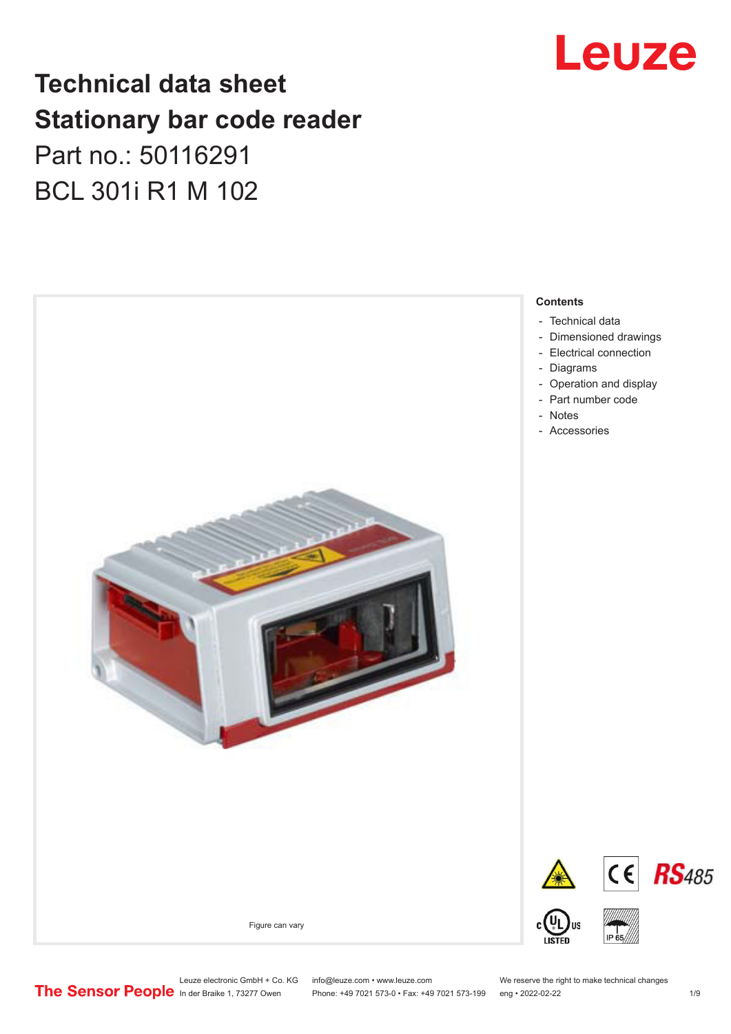# Technical data sheet
# Stationary bar code reader

Part no.: 50116291

BCL 301i R1 M 102

Figure can vary

**Contents**

- Technical data
- Dimensioned drawings
- Electrical connection
- Diagrams
- Operation and display
- Part number code
- Notes
- Accessories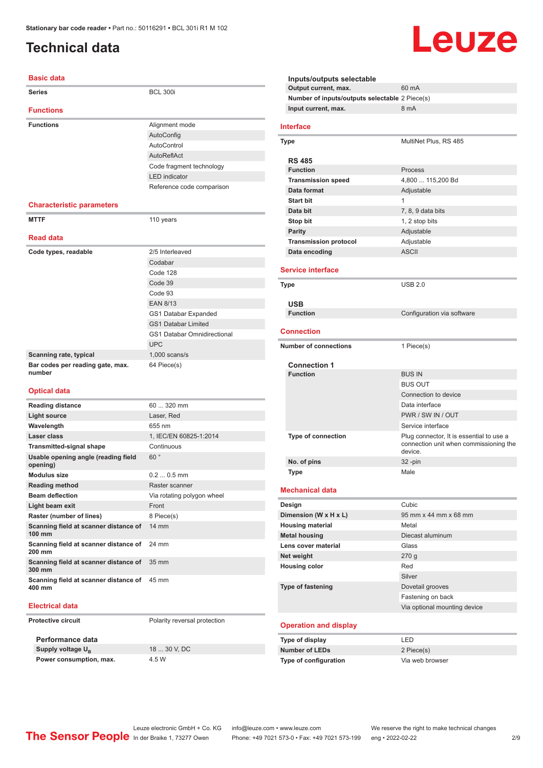# Technical data

## Basic data

| | |
|---|---|
| Series | BCL 300i |

## Functions

| | |
|---|---|
| Functions | Alignment mode |
| | AutoConfig |
| | AutoControl |
| | AutoReflAct |
| | Code fragment technology |
| | LED indicator |
| | Reference code comparison |

## Characteristic parameters

| | |
|---|---|
| MTTF | 110 years |

## Read data

| | |
|---|---|
| Code types, readable | 2/5 Interleaved |
| | Codabar |
| | Code 128 |
| | Code 39 |
| | Code 93 |
| | EAN 8/13 |
| | GS1 Databar Expanded |
| | GS1 Databar Limited |
| | GS1 Databar Omnidirectional |
| | UPC |
| Scanning rate, typical | 1,000 scans/s |
| Bar codes per reading gate, max. number | 64 Piece(s) |

## Optical data

| | |
|---|---|
| Reading distance | 60 ... 320 mm |
| Light source | Laser, Red |
| Wavelength | 655 nm |
| Laser class | 1, IEC/EN 60825-1:2014 |
| Transmitted-signal shape | Continuous |
| Usable opening angle (reading field opening) | 60 ° |
| Modulus size | 0.2 ... 0.5 mm |
| Reading method | Raster scanner |
| Beam deflection | Via rotating polygon wheel |
| Light beam exit | Front |
| Raster (number of lines) | 8 Piece(s) |
| Scanning field at scanner distance of 100 mm | 14 mm |
| Scanning field at scanner distance of 200 mm | 24 mm |
| Scanning field at scanner distance of 300 mm | 35 mm |
| Scanning field at scanner distance of 400 mm | 45 mm |

## Electrical data

| | |
|---|---|
| Protective circuit | Polarity reversal protection |

### Performance data

| | |
|---|---|
| Supply voltage $U_B$ | 18 ... 30 V, DC |
| Power consumption, max. | 4.5 W |

### Inputs/outputs selectable

| | |
|---|---|
| Output current, max. | 60 mA |
| Number of inputs/outputs selectable | 2 Piece(s) |
| Input current, max. | 8 mA |

## Interface

| | |
|---|---|
| Type | MultiNet Plus, RS 485 |

### RS 485

| | |
|---|---|
| Function | Process |
| Transmission speed | 4,800 ... 115,200 Bd |
| Data format | Adjustable |
| Start bit | 1 |
| Data bit | 7, 8, 9 data bits |
| Stop bit | 1, 2 stop bits |
| Parity | Adjustable |
| Transmission protocol | Adjustable |
| Data encoding | ASCII |

## Service interface

| | |
|---|---|
| Type | USB 2.0 |

### USB

| | |
|---|---|
| Function | Configuration via software |

## Connection

| | |
|---|---|
| Number of connections | 1 Piece(s) |

### Connection 1

| | |
|---|---|
| Function | BUS IN |
| | BUS OUT |
| | Connection to device |
| | Data interface |
| | PWR / SW IN / OUT |
| | Service interface |
| Type of connection | Plug connector, It is essential to use a connection unit when commissioning the device. |
| No. of pins | 32 -pin |
| Type | Male |

## Mechanical data

| | |
|---|---|
| Design | Cubic |
| Dimension (W x H x L) | 95 mm x 44 mm x 68 mm |
| Housing material | Metal |
| Metal housing | Diecast aluminum |
| Lens cover material | Glass |
| Net weight | 270 g |
| Housing color | Red |
| | Silver |
| Type of fastening | Dovetail grooves |
| | Fastening on back |
| | Via optional mounting device |

## Operation and display

| | |
|---|---|
| Type of display | LED |
| Number of LEDs | 2 Piece(s) |
| Type of configuration | Via web browser |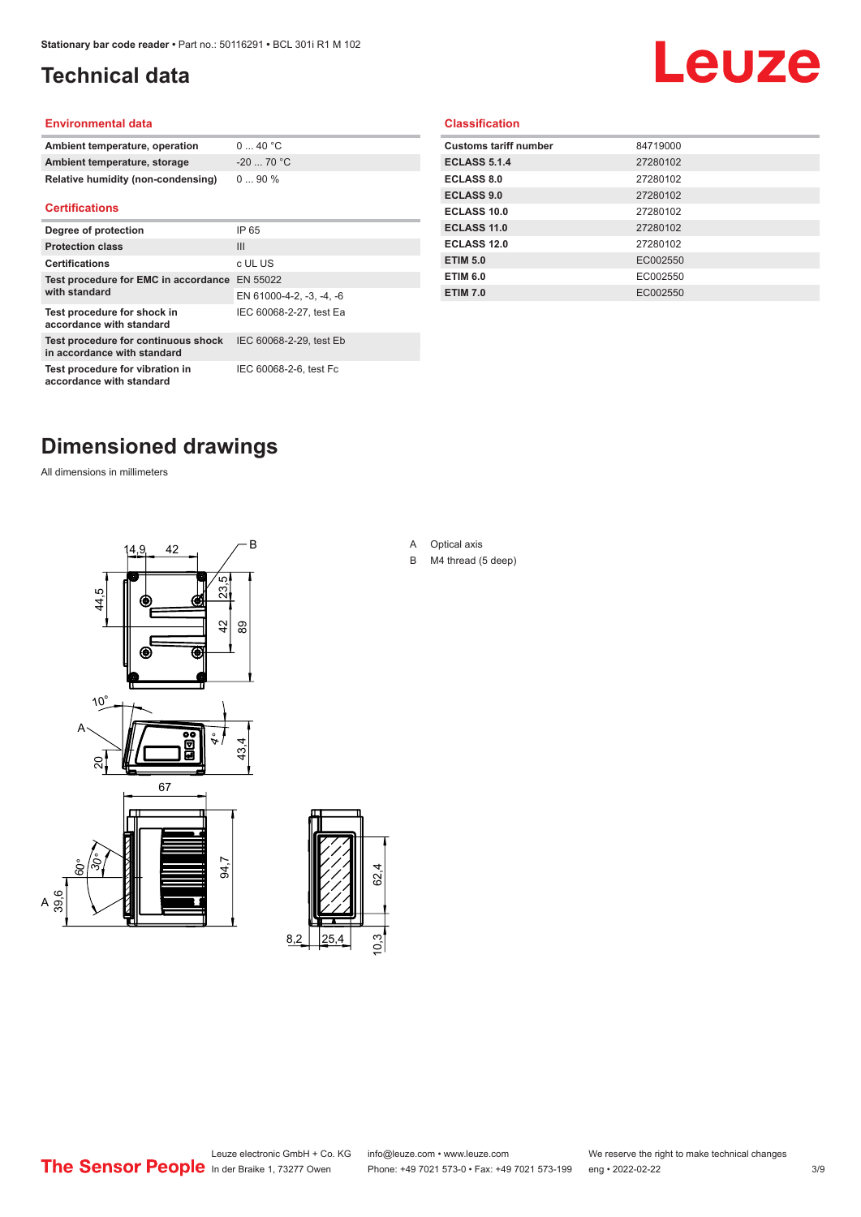# Technical data

## Environmental data

| | |
|---|---|
| Ambient temperature, operation | 0 ... 40 °C |
| Ambient temperature, storage | -20 ... 70 °C |
| Relative humidity (non-condensing) | 0 ... 90 % |

## Certifications

| | |
|---|---|
| Degree of protection | IP 65 |
| Protection class | III |
| Certifications | c UL US |
| Test procedure for EMC in accordance with standard | EN 55022 |
| | EN 61000-4-2, -3, -4, -6 |
| Test procedure for shock in accordance with standard | IEC 60068-2-27, test Ea |
| Test procedure for continuous shock in accordance with standard | IEC 60068-2-29, test Eb |
| Test procedure for vibration in accordance with standard | IEC 60068-2-6, test Fc |

## Classification

| | |
|---|---|
| Customs tariff number | 84719000 |
| ECLASS 5.1.4 | 27280102 |
| ECLASS 8.0 | 27280102 |
| ECLASS 9.0 | 27280102 |
| ECLASS 10.0 | 27280102 |
| ECLASS 11.0 | 27280102 |
| ECLASS 12.0 | 27280102 |
| ETIM 5.0 | EC002550 |
| ETIM 6.0 | EC002550 |
| ETIM 7.0 | EC002550 |

# Dimensioned drawings

All dimensions in millimeters

14,9
42
B
44,5
23,5
42
89
10°
A
4°
20
43,4
67
60°
30°
94,7
A
39,6
62,4
8,2
25,4
10,3

A Optical axis

B M4 thread (5 deep)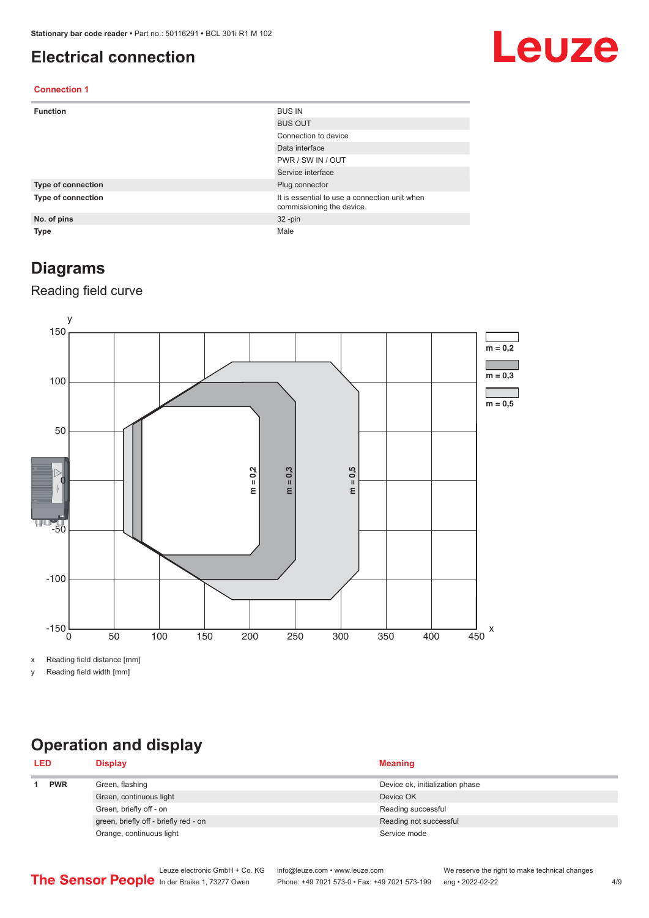# Electrical connection

### Connection 1

| | |
|---|---|
| **Function** | BUS IN |
| | BUS OUT |
| | Connection to device |
| | Data interface |
| | PWR / SW IN / OUT |
| | Service interface |
| **Type of connection** | Plug connector |
| **Type of connection** | It is essential to use a connection unit when commissioning the device. |
| **No. of pins** | 32 -pin |
| **Type** | Male |

# Diagrams

## Reading field curve

y

150
100
50
0
-50
-100
-150

0 50 100 150 200 250 300 350 400 450

x

m = 0,2
m = 0,3
m = 0,5

x Reading field distance [mm]

y Reading field width [mm]

# Operation and display

| LED | | Display | Meaning |
|---|---|---|---|
| 1 | PWR | Green, flashing | Device ok, initialization phase |
| | | Green, continuous light | Device OK |
| | | Green, briefly off - on | Reading successful |
| | | green, briefly off - briefly red - on | Reading not successful |
| | | Orange, continuous light | Service mode |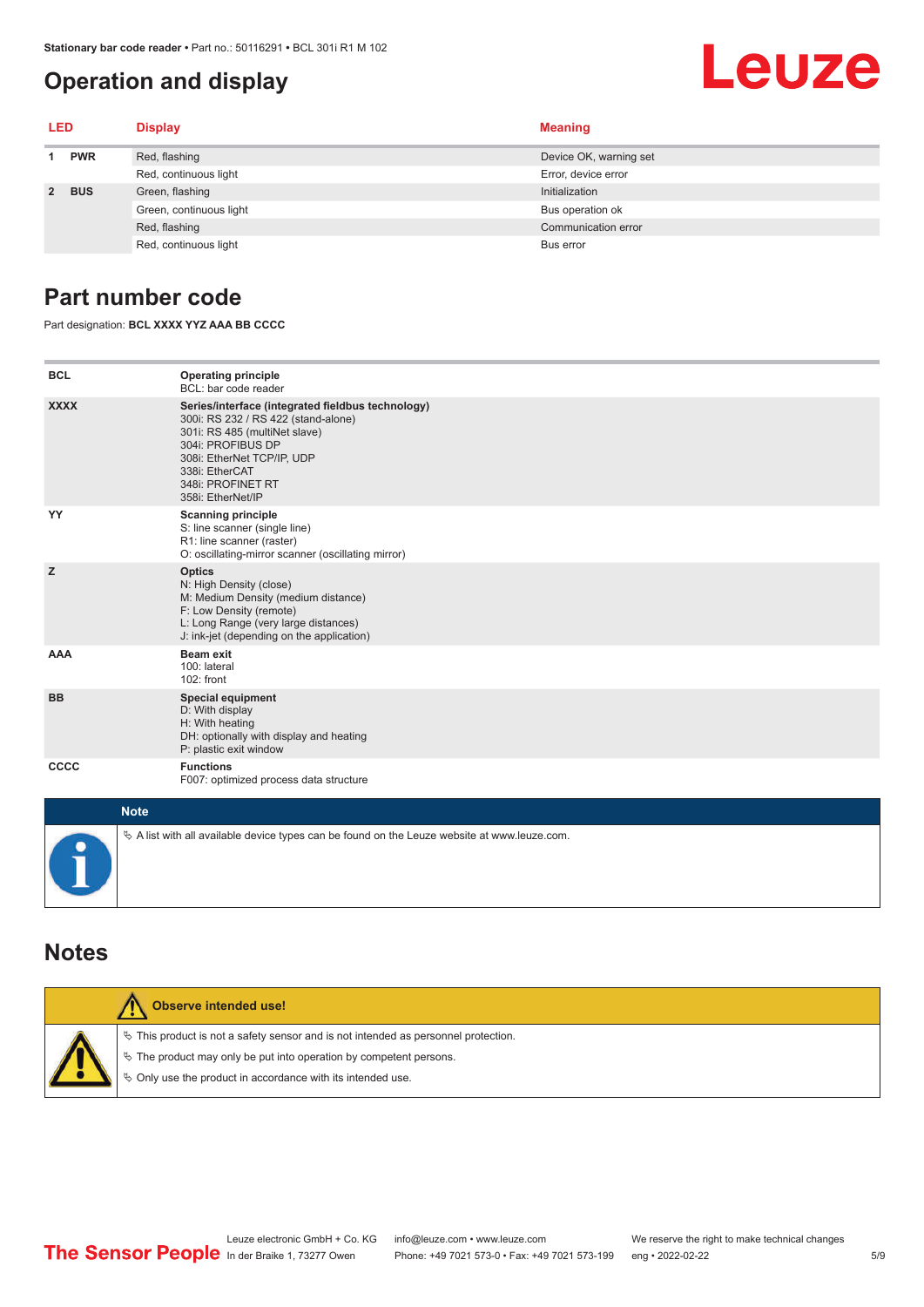# Operation and display

| LED | | Display | Meaning |
|---|---|---|---|
| 1 | PWR | Red, flashing | Device OK, warning set |
| | | Red, continuous light | Error, device error |
| 2 | BUS | Green, flashing | Initialization |
| | | Green, continuous light | Bus operation ok |
| | | Red, flashing | Communication error |
| | | Red, continuous light | Bus error |

# Part number code

Part designation: **BCL XXXX YYZ AAA BB CCCC**

| | |
|---|---|
| **BCL** | **Operating principle**<br>BCL: bar code reader |
| **XXXX** | **Series/interface (integrated fieldbus technology)**<br>300i: RS 232 / RS 422 (stand-alone)<br>301i: RS 485 (multiNet slave)<br>304i: PROFIBUS DP<br>308i: EtherNet TCP/IP, UDP<br>338i: EtherCAT<br>348i: PROFINET RT<br>358i: EtherNet/IP |
| **YY** | **Scanning principle**<br>S: line scanner (single line)<br>R1: line scanner (raster)<br>O: oscillating-mirror scanner (oscillating mirror) |
| **Z** | **Optics**<br>N: High Density (close)<br>M: Medium Density (medium distance)<br>F: Low Density (remote)<br>L: Long Range (very large distances)<br>J: ink-jet (depending on the application) |
| **AAA** | **Beam exit**<br>100: lateral<br>102: front |
| **BB** | **Special equipment**<br>D: With display<br>H: With heating<br>DH: optionally with display and heating<br>P: plastic exit window |
| **CCCC** | **Functions**<br>F007: optimized process data structure |

**Note**

- A list with all available device types can be found on the Leuze website at www.leuze.com.

# Notes

**Observe intended use!**

- This product is not a safety sensor and is not intended as personnel protection.
- The product may only be put into operation by competent persons.
- Only use the product in accordance with its intended use.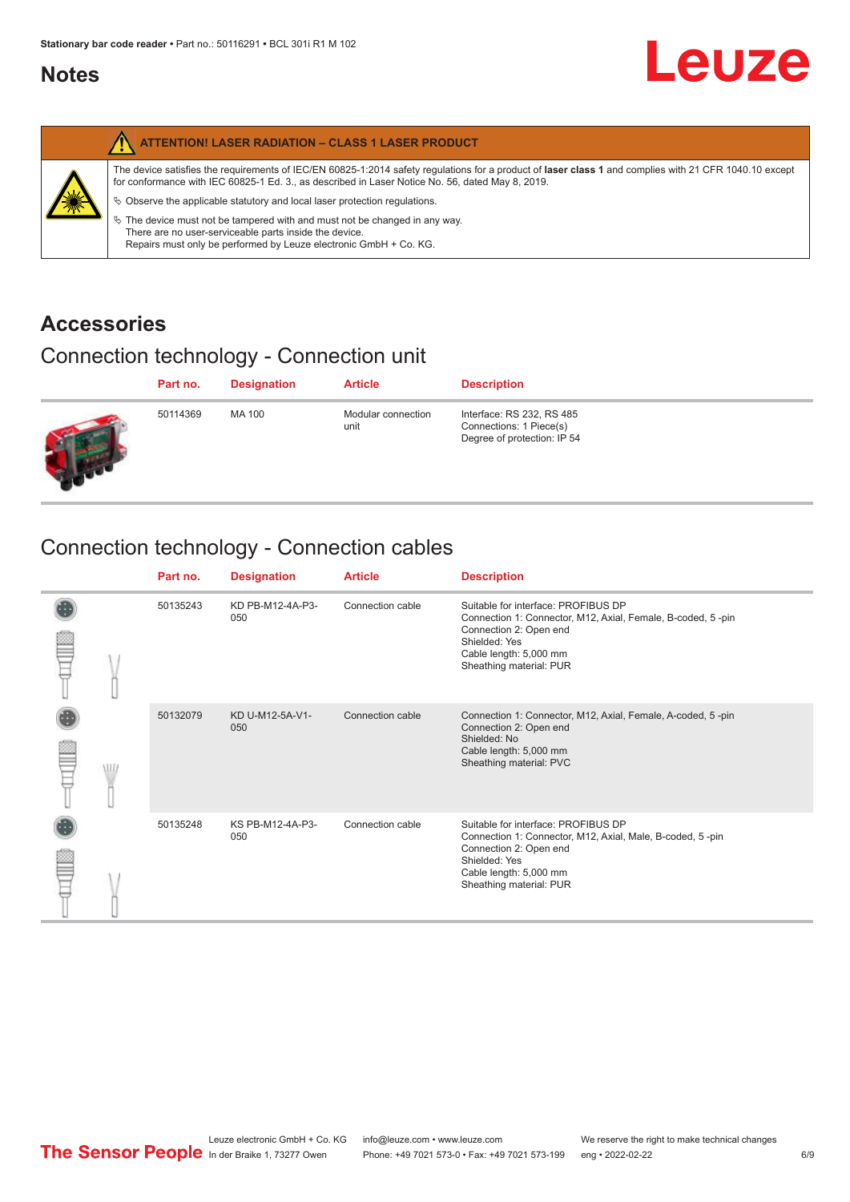## Notes

**ATTENTION! LASER RADIATION – CLASS 1 LASER PRODUCT**

The device satisfies the requirements of IEC/EN 60825-1:2014 safety regulations for a product of **laser class 1** and complies with 21 CFR 1040.10 except for conformance with IEC 60825-1 Ed. 3., as described in Laser Notice No. 56, dated May 8, 2019.

- Observe the applicable statutory and local laser protection regulations.
- The device must not be tampered with and must not be changed in any way.
  There are no user-serviceable parts inside the device.
  Repairs must only be performed by Leuze electronic GmbH + Co. KG.

## Accessories

### Connection technology - Connection unit

| Part no. | Designation | Article | Description |
|---|---|---|---|
| 50114369 | MA 100 | Modular connection unit | Interface: RS 232, RS 485<br>Connections: 1 Piece(s)<br>Degree of protection: IP 54 |

### Connection technology - Connection cables

| Part no. | Designation | Article | Description |
|---|---|---|---|
| 50135243 | KD PB-M12-4A-P3-050 | Connection cable | Suitable for interface: PROFIBUS DP<br>Connection 1: Connector, M12, Axial, Female, B-coded, 5 -pin<br>Connection 2: Open end<br>Shielded: Yes<br>Cable length: 5,000 mm<br>Sheathing material: PUR |
| 50132079 | KD U-M12-5A-V1-050 | Connection cable | Connection 1: Connector, M12, Axial, Female, A-coded, 5 -pin<br>Connection 2: Open end<br>Shielded: No<br>Cable length: 5,000 mm<br>Sheathing material: PVC |
| 50135248 | KS PB-M12-4A-P3-050 | Connection cable | Suitable for interface: PROFIBUS DP<br>Connection 1: Connector, M12, Axial, Male, B-coded, 5 -pin<br>Connection 2: Open end<br>Shielded: Yes<br>Cable length: 5,000 mm<br>Sheathing material: PUR |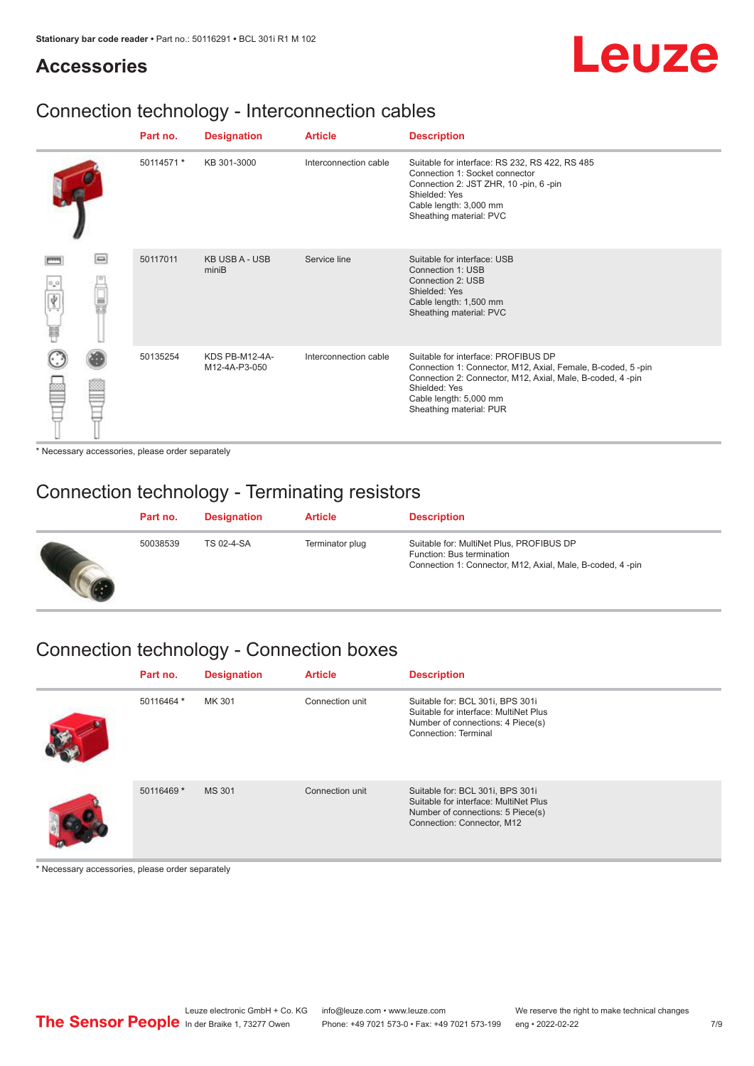## Accessories

### Connection technology - Interconnection cables

| Part no. | Designation | Article | Description |
|---|---|---|---|
| 50114571 * | KB 301-3000 | Interconnection cable | Suitable for interface: RS 232, RS 422, RS 485<br>Connection 1: Socket connector<br>Connection 2: JST ZHR, 10 -pin, 6 -pin<br>Shielded: Yes<br>Cable length: 3,000 mm<br>Sheathing material: PVC |
| 50117011 | KB USB A - USB miniB | Service line | Suitable for interface: USB<br>Connection 1: USB<br>Connection 2: USB<br>Shielded: Yes<br>Cable length: 1,500 mm<br>Sheathing material: PVC |
| 50135254 | KDS PB-M12-4A-M12-4A-P3-050 | Interconnection cable | Suitable for interface: PROFIBUS DP<br>Connection 1: Connector, M12, Axial, Female, B-coded, 5 -pin<br>Connection 2: Connector, M12, Axial, Male, B-coded, 4 -pin<br>Shielded: Yes<br>Cable length: 5,000 mm<br>Sheathing material: PUR |

* Necessary accessories, please order separately

### Connection technology - Terminating resistors

| Part no. | Designation | Article | Description |
|---|---|---|---|
| 50038539 | TS 02-4-SA | Terminator plug | Suitable for: MultiNet Plus, PROFIBUS DP<br>Function: Bus termination<br>Connection 1: Connector, M12, Axial, Male, B-coded, 4 -pin |

### Connection technology - Connection boxes

| Part no. | Designation | Article | Description |
|---|---|---|---|
| 50116464 * | MK 301 | Connection unit | Suitable for: BCL 301i, BPS 301i<br>Suitable for interface: MultiNet Plus<br>Number of connections: 4 Piece(s)<br>Connection: Terminal |
| 50116469 * | MS 301 | Connection unit | Suitable for: BCL 301i, BPS 301i<br>Suitable for interface: MultiNet Plus<br>Number of connections: 5 Piece(s)<br>Connection: Connector, M12 |

* Necessary accessories, please order separately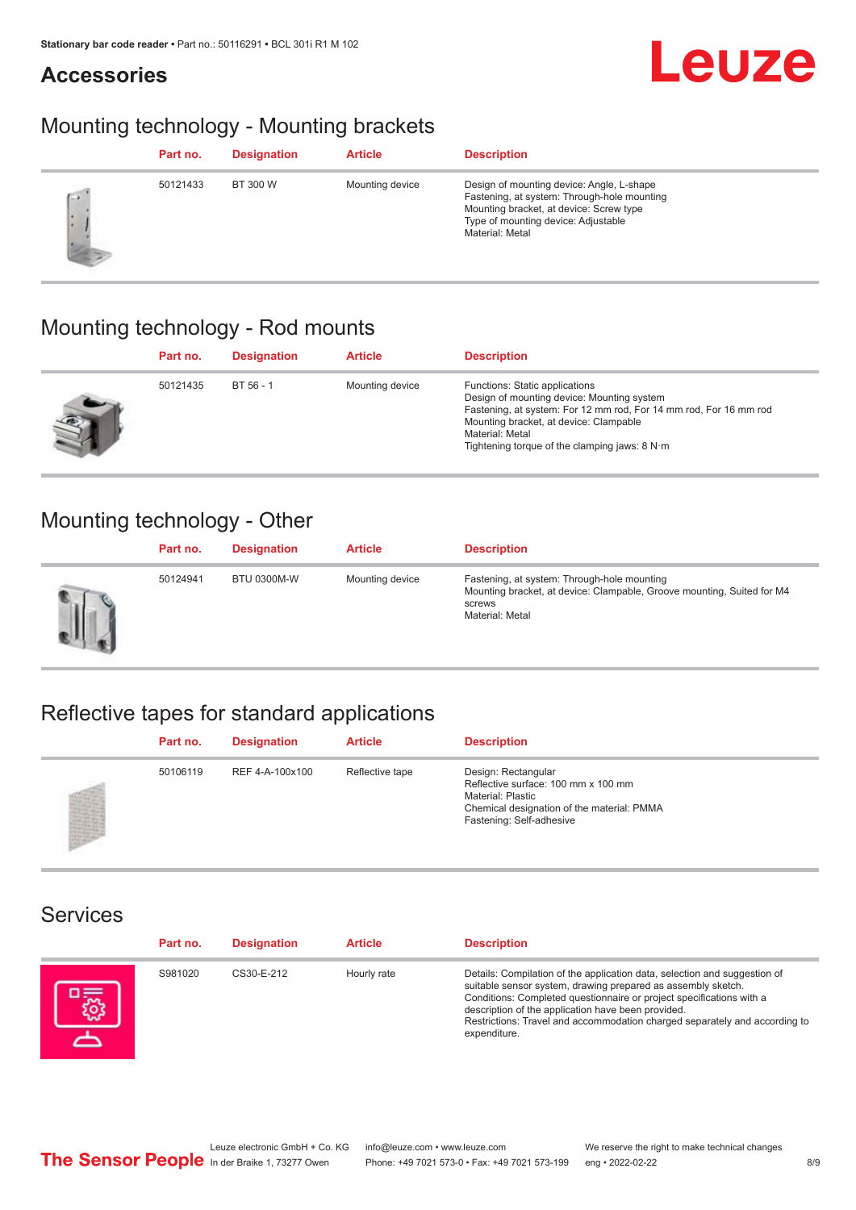# Accessories

## Mounting technology - Mounting brackets

| | Part no. | Designation | Article | Description |
|---|---|---|---|---|
| | 50121433 | BT 300 W | Mounting device | Design of mounting device: Angle, L-shape<br>Fastening, at system: Through-hole mounting<br>Mounting bracket, at device: Screw type<br>Type of mounting device: Adjustable<br>Material: Metal |

## Mounting technology - Rod mounts

| | Part no. | Designation | Article | Description |
|---|---|---|---|---|
| | 50121435 | BT 56 - 1 | Mounting device | Functions: Static applications<br>Design of mounting device: Mounting system<br>Fastening, at system: For 12 mm rod, For 14 mm rod, For 16 mm rod<br>Mounting bracket, at device: Clampable<br>Material: Metal<br>Tightening torque of the clamping jaws: 8 N·m |

## Mounting technology - Other

| | Part no. | Designation | Article | Description |
|---|---|---|---|---|
| | 50124941 | BTU 0300M-W | Mounting device | Fastening, at system: Through-hole mounting<br>Mounting bracket, at device: Clampable, Groove mounting, Suited for M4 screws<br>Material: Metal |

## Reflective tapes for standard applications

| | Part no. | Designation | Article | Description |
|---|---|---|---|---|
| | 50106119 | REF 4-A-100x100 | Reflective tape | Design: Rectangular<br>Reflective surface: 100 mm x 100 mm<br>Material: Plastic<br>Chemical designation of the material: PMMA<br>Fastening: Self-adhesive |

## Services

| | Part no. | Designation | Article | Description |
|---|---|---|---|---|
| | S981020 | CS30-E-212 | Hourly rate | Details: Compilation of the application data, selection and suggestion of suitable sensor system, drawing prepared as assembly sketch.<br>Conditions: Completed questionnaire or project specifications with a description of the application have been provided.<br>Restrictions: Travel and accommodation charged separately and according to expenditure. |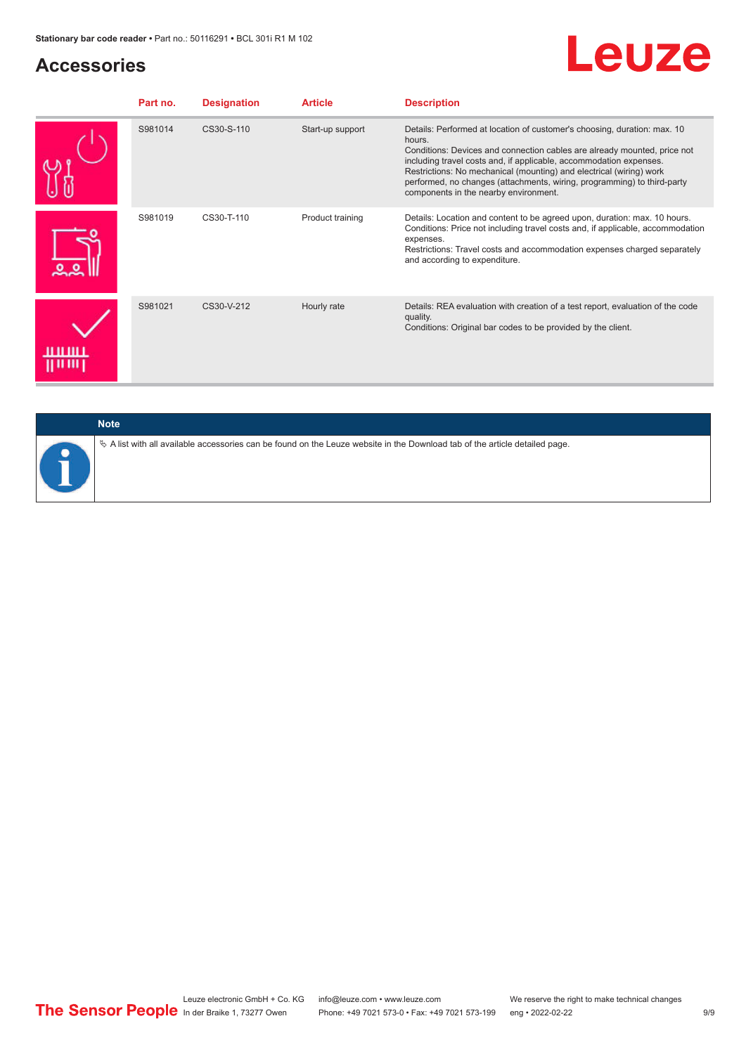## Accessories

| | Part no. | Designation | Article | Description |
|---|---|---|---|---|
| | S981014 | CS30-S-110 | Start-up support | Details: Performed at location of customer's choosing, duration: max. 10 hours.<br>Conditions: Devices and connection cables are already mounted, price not including travel costs and, if applicable, accommodation expenses.<br>Restrictions: No mechanical (mounting) and electrical (wiring) work performed, no changes (attachments, wiring, programming) to third-party components in the nearby environment. |
| | S981019 | CS30-T-110 | Product training | Details: Location and content to be agreed upon, duration: max. 10 hours.<br>Conditions: Price not including travel costs and, if applicable, accommodation expenses.<br>Restrictions: Travel costs and accommodation expenses charged separately and according to expenditure. |
| | S981021 | CS30-V-212 | Hourly rate | Details: REA evaluation with creation of a test report, evaluation of the code quality.<br>Conditions: Original bar codes to be provided by the client. |

**Note**

↳ A list with all available accessories can be found on the Leuze website in the Download tab of the article detailed page.